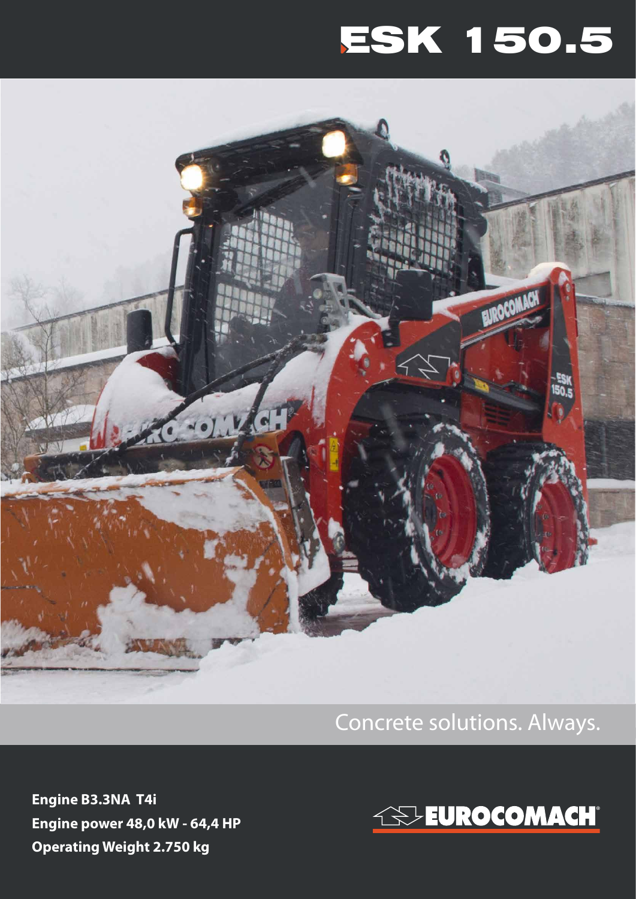# ESK 150.5

Concrete solutions. Always.

**Engine B3.3NA T4i**
**Engine power 48,0 kW - 64,4 HP**
**Operating Weight 2.750 kg**

EUROCOMACH®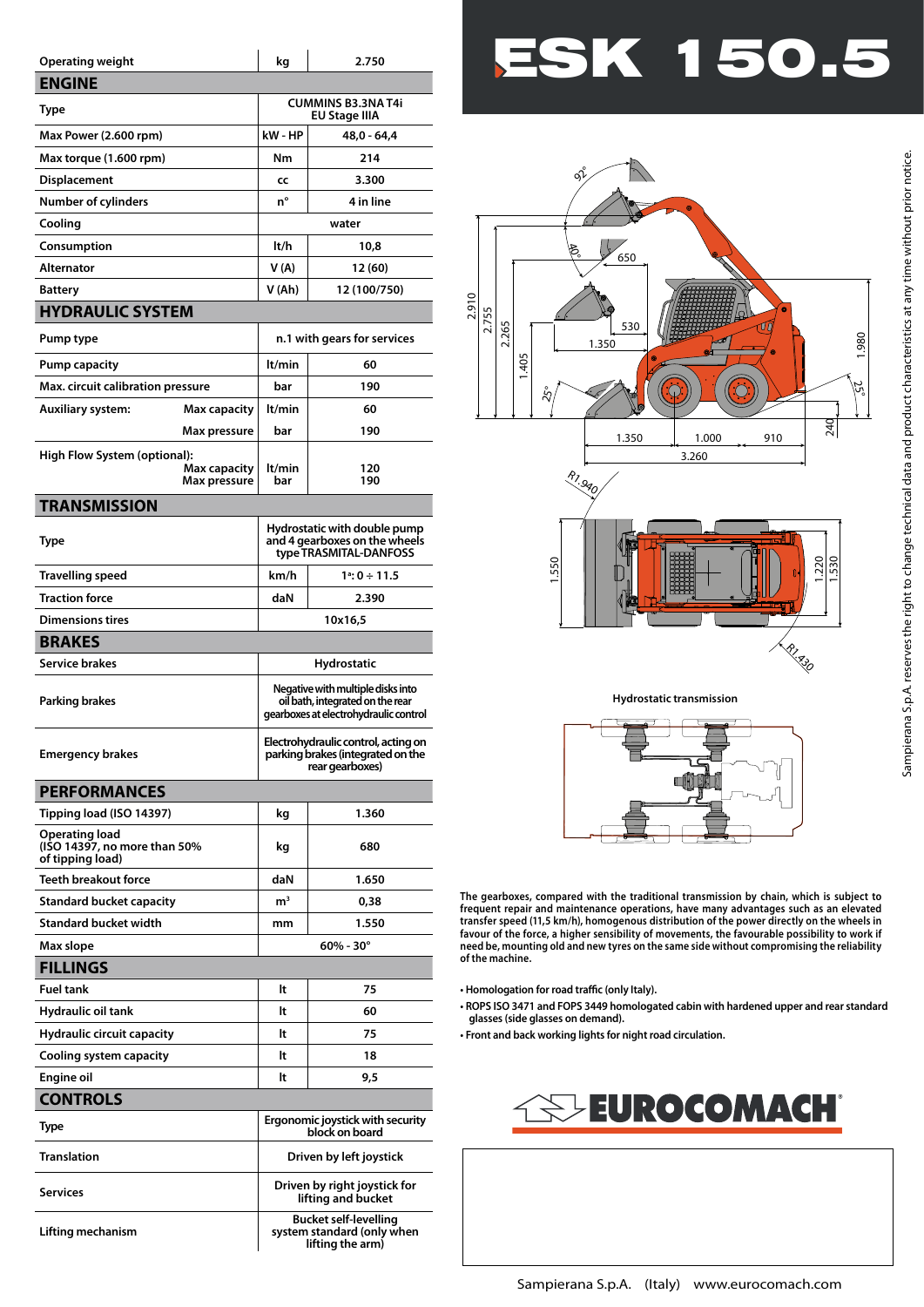# ESK 150.5

| | | |
|---|---|---|
| Operating weight | kg | 2.750 |
| **ENGINE** | | |
| Type | | CUMMINS B3.3NA T4i EU Stage IIIA |
| Max Power (2.600 rpm) | kW - HP | 48,0 - 64,4 |
| Max torque (1.600 rpm) | Nm | 214 |
| Displacement | cc | 3.300 |
| Number of cylinders | n° | 4 in line |
| Cooling | | water |
| Consumption | lt/h | 10,8 |
| Alternator | V (A) | 12 (60) |
| Battery | V (Ah) | 12 (100/750) |
| **HYDRAULIC SYSTEM** | | |
| Pump type | | n.1 with gears for services |
| Pump capacity | lt/min | 60 |
| Max. circuit calibration pressure | bar | 190 |
| Auxiliary system: Max capacity | lt/min | 60 |
| Max pressure | bar | 190 |
| High Flow System (optional): Max capacity / Max pressure | lt/min / bar | 120 / 190 |
| **TRANSMISSION** | | |
| Type | | Hydrostatic with double pump and 4 gearboxes on the wheels type TRASMITAL-DANFOSS |
| Travelling speed | km/h | 1ª: 0 ÷ 11.5 |
| Traction force | daN | 2.390 |
| Dimensions tires | | 10x16,5 |
| **BRAKES** | | |
| Service brakes | | Hydrostatic |
| Parking brakes | | Negative with multiple disks into oil bath, integrated on the rear gearboxes at electrohydraulic control |
| Emergency brakes | | Electrohydraulic control, acting on parking brakes (integrated on the rear gearboxes) |
| **PERFORMANCES** | | |
| Tipping load (ISO 14397) | kg | 1.360 |
| Operating load (ISO 14397, no more than 50% of tipping load) | kg | 680 |
| Teeth breakout force | daN | 1.650 |
| Standard bucket capacity | m³ | 0,38 |
| Standard bucket width | mm | 1.550 |
| Max slope | | 60% - 30° |
| **FILLINGS** | | |
| Fuel tank | lt | 75 |
| Hydraulic oil tank | lt | 60 |
| Hydraulic circuit capacity | lt | 75 |
| Cooling system capacity | lt | 18 |
| Engine oil | lt | 9,5 |
| **CONTROLS** | | |
| Type | | Ergonomic joystick with security block on board |
| Translation | | Driven by left joystick |
| Services | | Driven by right joystick for lifting and bucket |
| Lifting mechanism | | Bucket self-levelling system standard (only when lifting the arm) |

92°
40°
650
530
1.350
2.910
2.755
2.265
1.405
25°
1.980
25°
240
1.350
1.000
910
3.260
R1.940
1.550
1.220
1.530
R1.430

Hydrostatic transmission

The gearboxes, compared with the traditional transmission by chain, which is subject to frequent repair and maintenance operations, have many advantages such as an elevated transfer speed (11,5 km/h), homogenous distribution of the power directly on the wheels in favour of the force, a higher sensibility of movements, the favourable possibility to work if need be, mounting old and new tyres on the same side without compromising the reliability of the machine.

- Homologation for road traffic (only Italy).
- ROPS ISO 3471 and FOPS 3449 homologated cabin with hardened upper and rear standard glasses (side glasses on demand).
- Front and back working lights for night road circulation.

EUROCOMACH®

Sampierana S.p.A. reserves the right to change technical data and product characteristics at any time without prior notice.

Sampierana S.p.A. (Italy) www.eurocomach.com